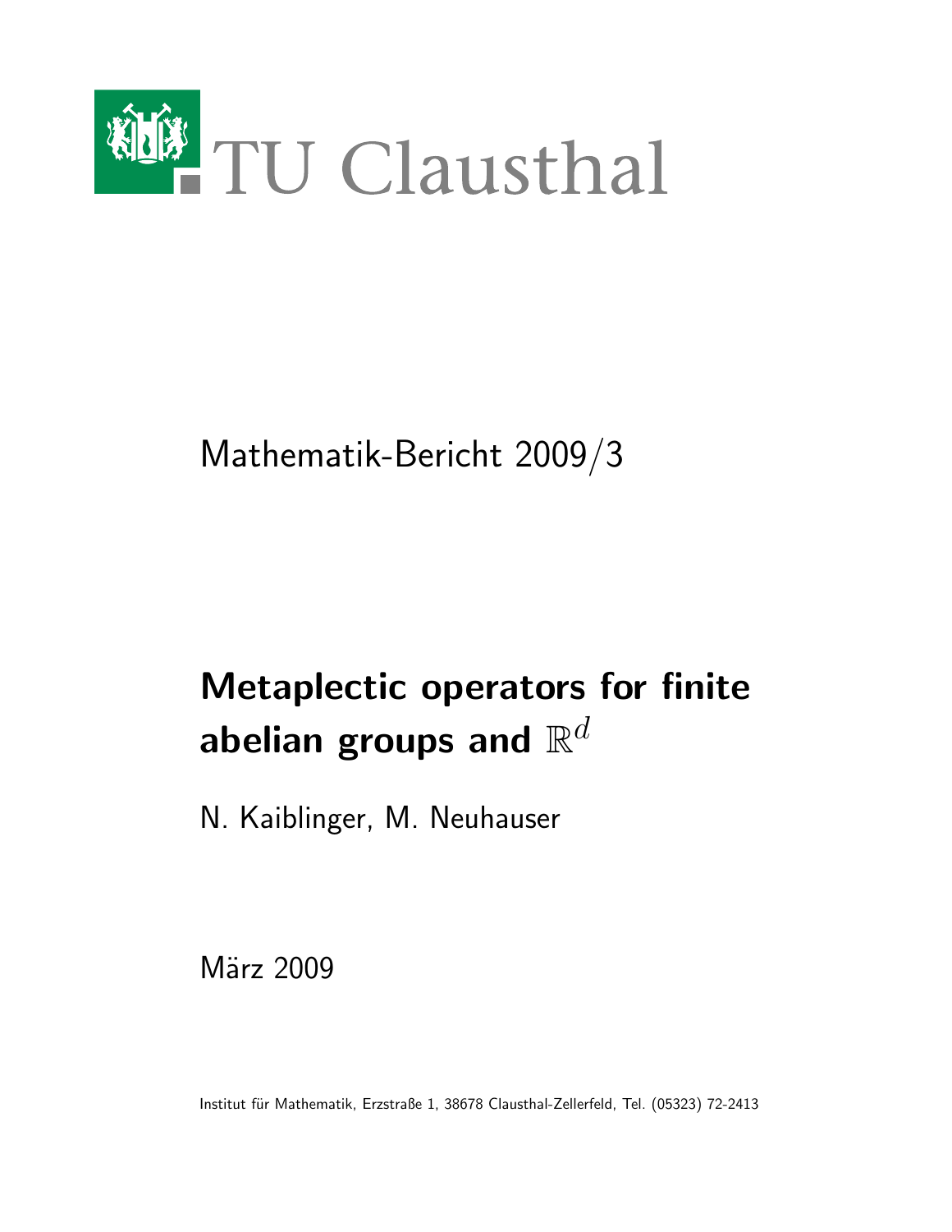TU Clausthal

Mathematik-Bericht 2009/3

# Metaplectic operators for finite abelian groups and $\mathbb{R}^d$

N. Kaiblinger, M. Neuhauser

März 2009

Institut für Mathematik, Erzstraße 1, 38678 Clausthal-Zellerfeld, Tel. (05323) 72-2413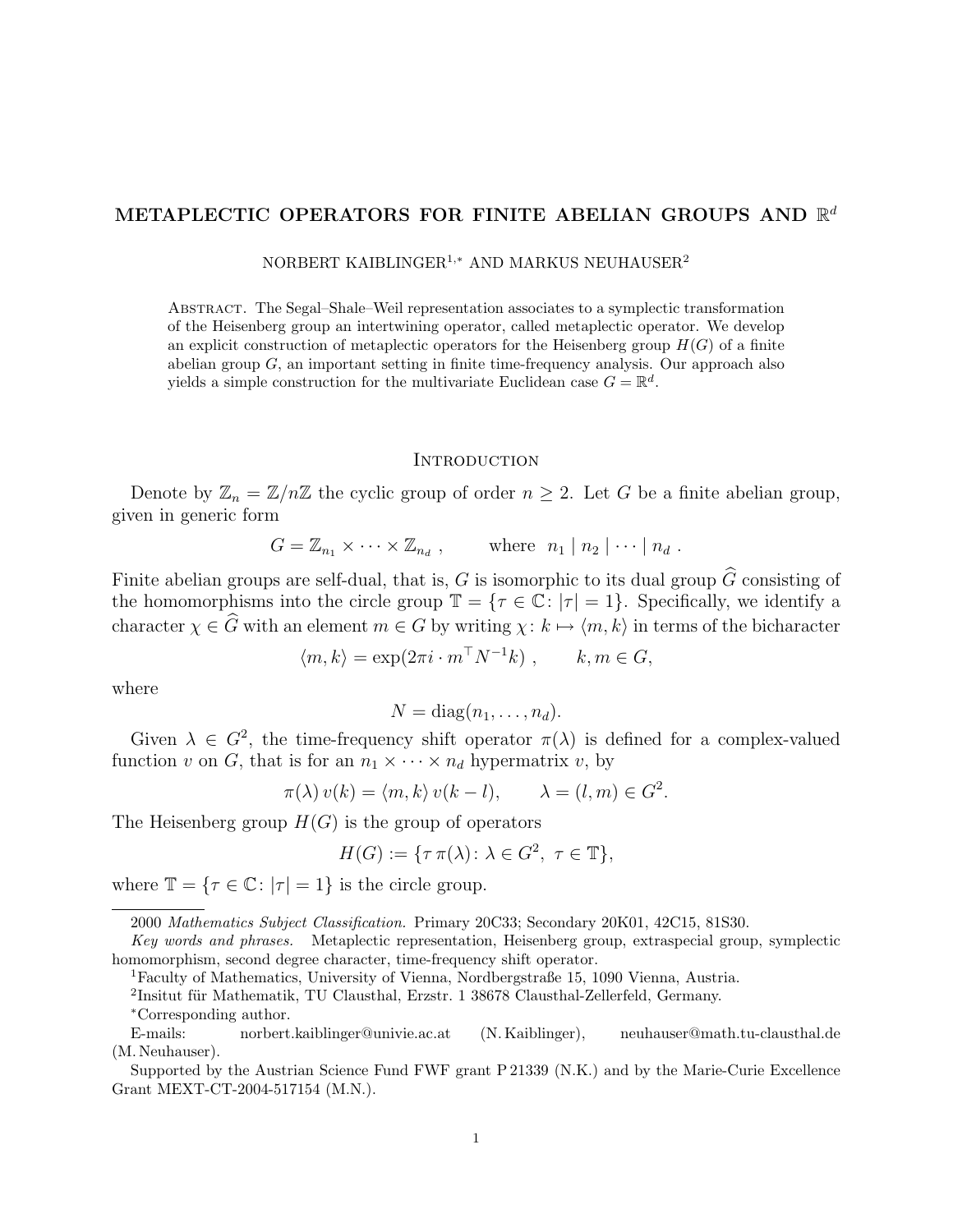# METAPLECTIC OPERATORS FOR FINITE ABELIAN GROUPS AND $\mathbb{R}^d$

NORBERT KAIBLINGER[1,*] AND MARKUS NEUHAUSER[2]

Abstract. The Segal–Shale–Weil representation associates to a symplectic transformation of the Heisenberg group an intertwining operator, called metaplectic operator. We develop an explicit construction of metaplectic operators for the Heisenberg group $H(G)$ of a finite abelian group $G$, an important setting in finite time-frequency analysis. Our approach also yields a simple construction for the multivariate Euclidean case $G = \mathbb{R}^d$.

## Introduction

Denote by $\mathbb{Z}_n = \mathbb{Z}/n\mathbb{Z}$ the cyclic group of order $n \geq 2$. Let $G$ be a finite abelian group, given in generic form

$$G = \mathbb{Z}_{n_1} \times \cdots \times \mathbb{Z}_{n_d}\ , \qquad \text{where} \ \ n_1 \mid n_2 \mid \cdots \mid n_d\ .$$

Finite abelian groups are self-dual, that is, $G$ is isomorphic to its dual group $\widehat{G}$ consisting of the homomorphisms into the circle group $\mathbb{T} = \{\tau \in \mathbb{C} \colon |\tau| = 1\}$. Specifically, we identify a character $\chi \in \widehat{G}$ with an element $m \in G$ by writing $\chi \colon k \mapsto \langle m, k\rangle$ in terms of the bicharacter

$$\langle m, k\rangle = \exp(2\pi i \cdot m^\top N^{-1} k)\ , \qquad k, m \in G,$$

where

$$N = \operatorname{diag}(n_1, \ldots, n_d).$$

Given $\lambda \in G^2$, the time-frequency shift operator $\pi(\lambda)$ is defined for a complex-valued function $v$ on $G$, that is for an $n_1 \times \cdots \times n_d$ hypermatrix $v$, by

$$\pi(\lambda)\, v(k) = \langle m, k\rangle\, v(k - l), \qquad \lambda = (l, m) \in G^2.$$

The Heisenberg group $H(G)$ is the group of operators

$$H(G) := \{\tau\, \pi(\lambda) \colon \lambda \in G^2,\ \tau \in \mathbb{T}\},$$

where $\mathbb{T} = \{\tau \in \mathbb{C} \colon |\tau| = 1\}$ is the circle group.

---

2000 *Mathematics Subject Classification.* Primary 20C33; Secondary 20K01, 42C15, 81S30.

*Key words and phrases.* Metaplectic representation, Heisenberg group, extraspecial group, symplectic homomorphism, second degree character, time-frequency shift operator.

[1]Faculty of Mathematics, University of Vienna, Nordbergstraße 15, 1090 Vienna, Austria.

[2]Insitut für Mathematik, TU Clausthal, Erzstr. 1 38678 Clausthal-Zellerfeld, Germany.

[*]Corresponding author.

E-mails: norbert.kaiblinger@univie.ac.at (N. Kaiblinger), neuhauser@math.tu-clausthal.de (M. Neuhauser).

Supported by the Austrian Science Fund FWF grant P 21339 (N.K.) and by the Marie-Curie Excellence Grant MEXT-CT-2004-517154 (M.N.).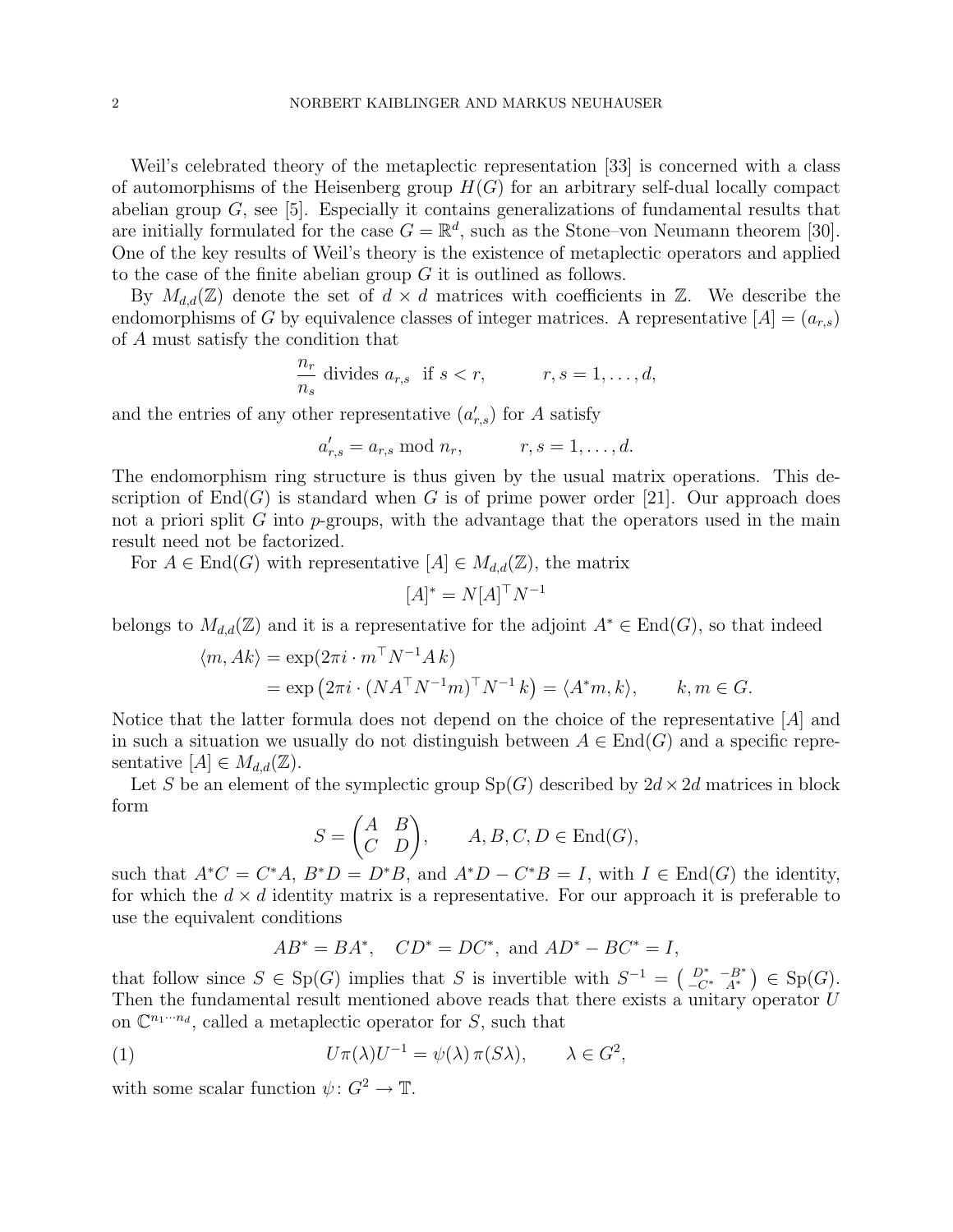Weil's celebrated theory of the metaplectic representation [33] is concerned with a class of automorphisms of the Heisenberg group $H(G)$ for an arbitrary self-dual locally compact abelian group $G$, see [5]. Especially it contains generalizations of fundamental results that are initially formulated for the case $G = \mathbb{R}^d$, such as the Stone–von Neumann theorem [30]. One of the key results of Weil's theory is the existence of metaplectic operators and applied to the case of the finite abelian group $G$ it is outlined as follows.

By $M_{d,d}(\mathbb{Z})$ denote the set of $d \times d$ matrices with coefficients in $\mathbb{Z}$. We describe the endomorphisms of $G$ by equivalence classes of integer matrices. A representative $[A] = (a_{r,s})$ of $A$ must satisfy the condition that

$$\frac{n_r}{n_s} \text{ divides } a_{r,s} \quad \text{if } s < r, \qquad r, s = 1, \ldots, d,$$

and the entries of any other representative $(a'_{r,s})$ for $A$ satisfy

$$a'_{r,s} = a_{r,s} \bmod n_r, \qquad r, s = 1, \ldots, d.$$

The endomorphism ring structure is thus given by the usual matrix operations. This description of $\mathrm{End}(G)$ is standard when $G$ is of prime power order [21]. Our approach does not a priori split $G$ into $p$-groups, with the advantage that the operators used in the main result need not be factorized.

For $A \in \mathrm{End}(G)$ with representative $[A] \in M_{d,d}(\mathbb{Z})$, the matrix

$$[A]^* = N[A]^\top N^{-1}$$

belongs to $M_{d,d}(\mathbb{Z})$ and it is a representative for the adjoint $A^* \in \mathrm{End}(G)$, so that indeed

$$\begin{aligned} \langle m, Ak \rangle &= \exp(2\pi i \cdot m^\top N^{-1} A\, k) \\ &= \exp\left(2\pi i \cdot (NA^\top N^{-1} m)^\top N^{-1}\, k\right) = \langle A^* m, k \rangle, \qquad k, m \in G. \end{aligned}$$

Notice that the latter formula does not depend on the choice of the representative $[A]$ and in such a situation we usually do not distinguish between $A \in \mathrm{End}(G)$ and a specific representative $[A] \in M_{d,d}(\mathbb{Z})$.

Let $S$ be an element of the symplectic group $\mathrm{Sp}(G)$ described by $2d \times 2d$ matrices in block form

$$S = \begin{pmatrix} A & B \\ C & D \end{pmatrix}, \qquad A, B, C, D \in \mathrm{End}(G),$$

such that $A^*C = C^*A$, $B^*D = D^*B$, and $A^*D - C^*B = I$, with $I \in \mathrm{End}(G)$ the identity, for which the $d \times d$ identity matrix is a representative. For our approach it is preferable to use the equivalent conditions

$$AB^* = BA^*, \quad CD^* = DC^*, \text{ and } AD^* - BC^* = I,$$

that follow since $S \in \mathrm{Sp}(G)$ implies that $S$ is invertible with $S^{-1} = \left(\begin{smallmatrix} D^* & -B^* \\ -C^* & A^* \end{smallmatrix}\right) \in \mathrm{Sp}(G)$. Then the fundamental result mentioned above reads that there exists a unitary operator $U$ on $\mathbb{C}^{n_1 \cdots n_d}$, called a metaplectic operator for $S$, such that

$$U \pi(\lambda) U^{-1} = \psi(\lambda)\, \pi(S\lambda), \qquad \lambda \in G^2, \tag{1}$$

with some scalar function $\psi \colon G^2 \to \mathbb{T}$.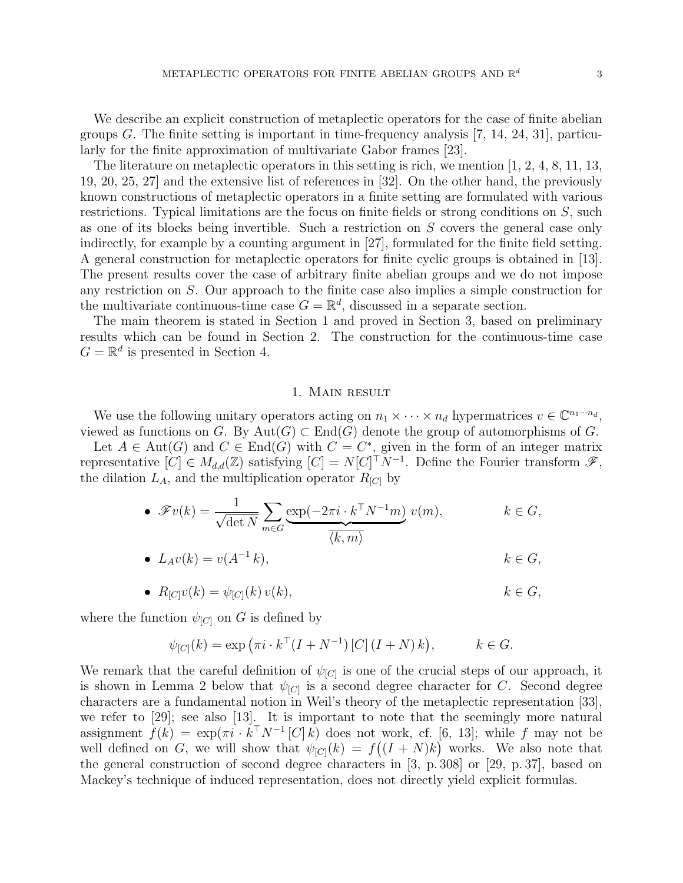We describe an explicit construction of metaplectic operators for the case of finite abelian groups $G$. The finite setting is important in time-frequency analysis [7, 14, 24, 31], particularly for the finite approximation of multivariate Gabor frames [23].

The literature on metaplectic operators in this setting is rich, we mention [1, 2, 4, 8, 11, 13, 19, 20, 25, 27] and the extensive list of references in [32]. On the other hand, the previously known constructions of metaplectic operators in a finite setting are formulated with various restrictions. Typical limitations are the focus on finite fields or strong conditions on $S$, such as one of its blocks being invertible. Such a restriction on $S$ covers the general case only indirectly, for example by a counting argument in [27], formulated for the finite field setting. A general construction for metaplectic operators for finite cyclic groups is obtained in [13]. The present results cover the case of arbitrary finite abelian groups and we do not impose any restriction on $S$. Our approach to the finite case also implies a simple construction for the multivariate continuous-time case $G = \mathbb{R}^d$, discussed in a separate section.

The main theorem is stated in Section 1 and proved in Section 3, based on preliminary results which can be found in Section 2. The construction for the continuous-time case $G = \mathbb{R}^d$ is presented in Section 4.

## 1. Main result

We use the following unitary operators acting on $n_1 \times \cdots \times n_d$ hypermatrices $v \in \mathbb{C}^{n_1 \cdots n_d}$, viewed as functions on $G$. By $\mathrm{Aut}(G) \subset \mathrm{End}(G)$ denote the group of automorphisms of $G$.

Let $A \in \mathrm{Aut}(G)$ and $C \in \mathrm{End}(G)$ with $C = C^*$, given in the form of an integer matrix representative $[C] \in M_{d,d}(\mathbb{Z})$ satisfying $[C] = N[C]^\top N^{-1}$. Define the Fourier transform $\mathscr{F}$, the dilation $L_A$, and the multiplication operator $R_{[C]}$ by

- $$\mathscr{F}v(k) = \frac{1}{\sqrt{\det N}} \sum_{m \in G} \underbrace{\exp(-2\pi i \cdot k^\top N^{-1} m)}_{\overline{\langle k, m \rangle}} \, v(m), \qquad k \in G,$$
- $$L_A v(k) = v(A^{-1} k), \qquad k \in G,$$
- $$R_{[C]} v(k) = \psi_{[C]}(k) \, v(k), \qquad k \in G,$$

where the function $\psi_{[C]}$ on $G$ is defined by

$$\psi_{[C]}(k) = \exp\big(\pi i \cdot k^\top (I + N^{-1}) \, [C] \, (I + N) \, k\big), \qquad k \in G.$$

We remark that the careful definition of $\psi_{[C]}$ is one of the crucial steps of our approach, it is shown in Lemma 2 below that $\psi_{[C]}$ is a second degree character for $C$. Second degree characters are a fundamental notion in Weil's theory of the metaplectic representation [33], we refer to [29]; see also [13]. It is important to note that the seemingly more natural assignment $f(k) = \exp(\pi i \cdot k^\top N^{-1} \, [C] \, k)$ does not work, cf. [6, 13]; while $f$ may not be well defined on $G$, we will show that $\psi_{[C]}(k) = f\big((I + N)k\big)$ works. We also note that the general construction of second degree characters in [3, p. 308] or [29, p. 37], based on Mackey's technique of induced representation, does not directly yield explicit formulas.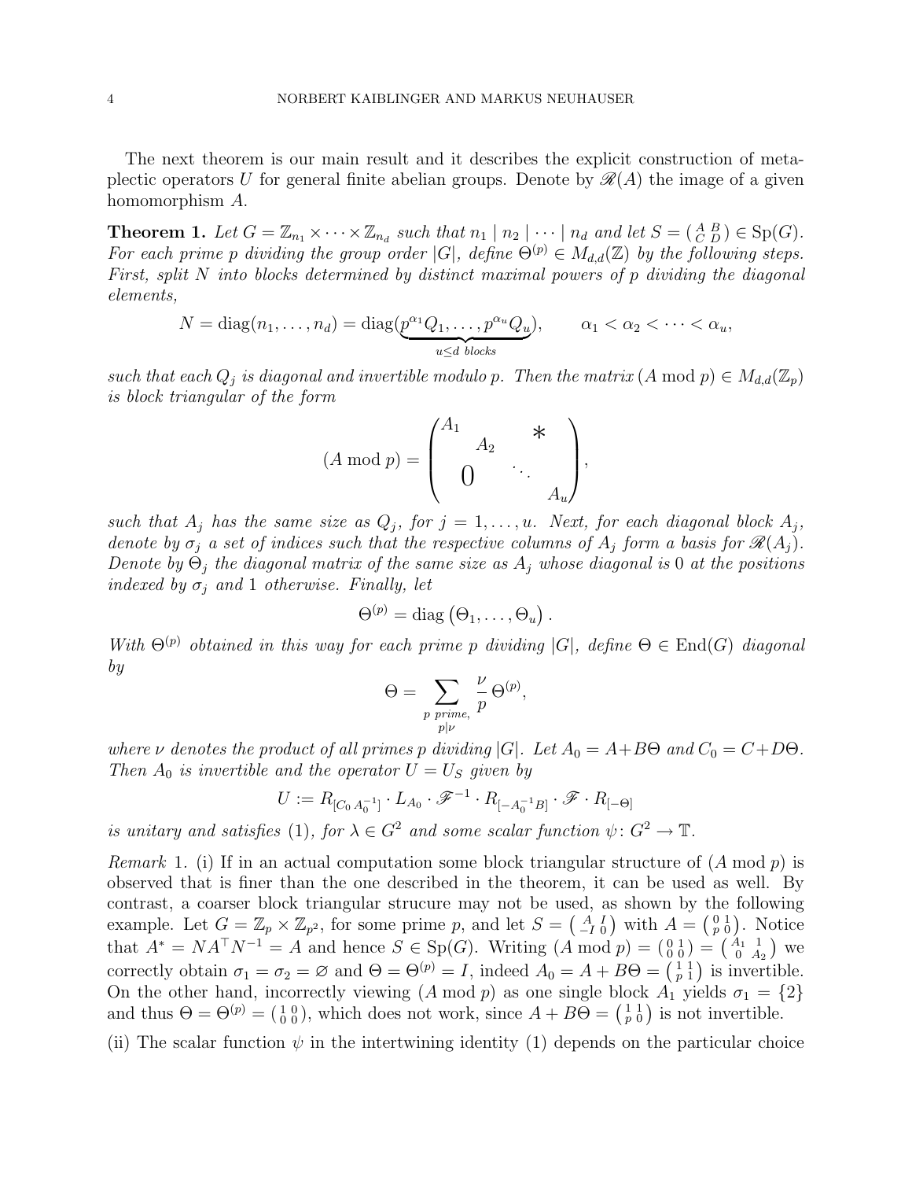The next theorem is our main result and it describes the explicit construction of metaplectic operators $U$ for general finite abelian groups. Denote by $\mathscr{R}(A)$ the image of a given homomorphism $A$.

**Theorem 1.** *Let $G = \mathbb{Z}_{n_1} \times \cdots \times \mathbb{Z}_{n_d}$ such that $n_1 \mid n_2 \mid \cdots \mid n_d$ and let $S = \left(\begin{smallmatrix} A & B \\ C & D \end{smallmatrix}\right) \in \mathrm{Sp}(G)$. For each prime $p$ dividing the group order $|G|$, define $\Theta^{(p)} \in M_{d,d}(\mathbb{Z})$ by the following steps. First, split $N$ into blocks determined by distinct maximal powers of $p$ dividing the diagonal elements,*

$$N = \mathrm{diag}(n_1, \dots, n_d) = \mathrm{diag}(\underbrace{p^{\alpha_1} Q_1, \dots, p^{\alpha_u} Q_u}_{u \le d \text{ blocks}}), \qquad \alpha_1 < \alpha_2 < \cdots < \alpha_u,$$

*such that each $Q_j$ is diagonal and invertible modulo $p$. Then the matrix $(A \bmod p) \in M_{d,d}(\mathbb{Z}_p)$ is block triangular of the form*

$$(A \bmod p) = \begin{pmatrix} A_1 & & * \\ & A_2 & \\ 0 & & \ddots & \\ & & & A_u \end{pmatrix},$$

*such that $A_j$ has the same size as $Q_j$, for $j = 1, \dots, u$. Next, for each diagonal block $A_j$, denote by $\sigma_j$ a set of indices such that the respective columns of $A_j$ form a basis for $\mathscr{R}(A_j)$. Denote by $\Theta_j$ the diagonal matrix of the same size as $A_j$ whose diagonal is $0$ at the positions indexed by $\sigma_j$ and $1$ otherwise. Finally, let*

$$\Theta^{(p)} = \mathrm{diag}\left(\Theta_1, \dots, \Theta_u\right).$$

*With $\Theta^{(p)}$ obtained in this way for each prime $p$ dividing $|G|$, define $\Theta \in \mathrm{End}(G)$ diagonal by*

$$\Theta = \sum_{\substack{p \text{ prime}, \\ p \mid \nu}} \frac{\nu}{p} \, \Theta^{(p)},$$

*where $\nu$ denotes the product of all primes $p$ dividing $|G|$. Let $A_0 = A + B\Theta$ and $C_0 = C + D\Theta$. Then $A_0$ is invertible and the operator $U = U_S$ given by*

$$U := R_{[C_0 A_0^{-1}]} \cdot L_{A_0} \cdot \mathscr{F}^{-1} \cdot R_{[-A_0^{-1} B]} \cdot \mathscr{F} \cdot R_{[-\Theta]}$$

*is unitary and satisfies (1), for $\lambda \in G^2$ and some scalar function $\psi \colon G^2 \to \mathbb{T}$.*

*Remark* 1. (i) If in an actual computation some block triangular structure of $(A \bmod p)$ is observed that is finer than the one described in the theorem, it can be used as well. By contrast, a coarser block triangular strucure may not be used, as shown by the following example. Let $G = \mathbb{Z}_p \times \mathbb{Z}_{p^2}$, for some prime $p$, and let $S = \left(\begin{smallmatrix} A & I \\ -I & 0 \end{smallmatrix}\right)$ with $A = \left(\begin{smallmatrix} 0 & 1 \\ p & 0 \end{smallmatrix}\right)$. Notice that $A^* = NA^\top N^{-1} = A$ and hence $S \in \mathrm{Sp}(G)$. Writing $(A \bmod p) = \left(\begin{smallmatrix} 0 & 1 \\ 0 & 0 \end{smallmatrix}\right) = \left(\begin{smallmatrix} A_1 & 1 \\ 0 & A_2 \end{smallmatrix}\right)$ we correctly obtain $\sigma_1 = \sigma_2 = \varnothing$ and $\Theta = \Theta^{(p)} = I$, indeed $A_0 = A + B\Theta = \left(\begin{smallmatrix} 1 & 1 \\ p & 1 \end{smallmatrix}\right)$ is invertible. On the other hand, incorrectly viewing $(A \bmod p)$ as one single block $A_1$ yields $\sigma_1 = \{2\}$ and thus $\Theta = \Theta^{(p)} = \left(\begin{smallmatrix} 1 & 0 \\ 0 & 0 \end{smallmatrix}\right)$, which does not work, since $A + B\Theta = \left(\begin{smallmatrix} 1 & 1 \\ p & 0 \end{smallmatrix}\right)$ is not invertible.

(ii) The scalar function $\psi$ in the intertwining identity (1) depends on the particular choice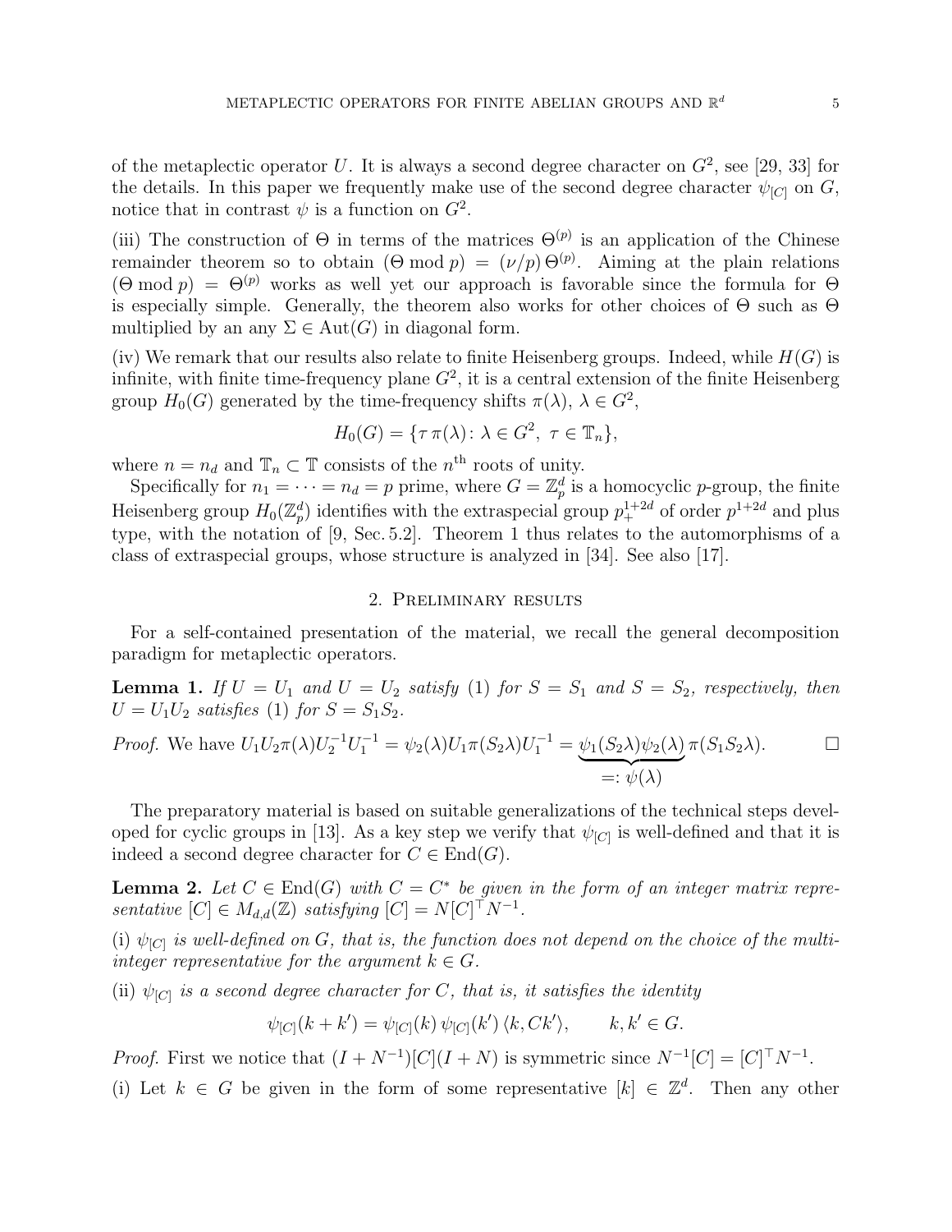of the metaplectic operator $U$. It is always a second degree character on $G^2$, see [29, 33] for the details. In this paper we frequently make use of the second degree character $\psi_{[C]}$ on $G$, notice that in contrast $\psi$ is a function on $G^2$.

(iii) The construction of $\Theta$ in terms of the matrices $\Theta^{(p)}$ is an application of the Chinese remainder theorem so to obtain $(\Theta \bmod p) = (\nu/p)\,\Theta^{(p)}$. Aiming at the plain relations $(\Theta \bmod p) = \Theta^{(p)}$ works as well yet our approach is favorable since the formula for $\Theta$ is especially simple. Generally, the theorem also works for other choices of $\Theta$ such as $\Theta$ multiplied by an any $\Sigma \in \mathrm{Aut}(G)$ in diagonal form.

(iv) We remark that our results also relate to finite Heisenberg groups. Indeed, while $H(G)$ is infinite, with finite time-frequency plane $G^2$, it is a central extension of the finite Heisenberg group $H_0(G)$ generated by the time-frequency shifts $\pi(\lambda)$, $\lambda \in G^2$,

$$H_0(G) = \{\tau\, \pi(\lambda) \colon \lambda \in G^2,\ \tau \in \mathbb{T}_n\},$$

where $n = n_d$ and $\mathbb{T}_n \subset \mathbb{T}$ consists of the $n^{\text{th}}$ roots of unity.

Specifically for $n_1 = \cdots = n_d = p$ prime, where $G = \mathbb{Z}_p^d$ is a homocyclic $p$-group, the finite Heisenberg group $H_0(\mathbb{Z}_p^d)$ identifies with the extraspecial group $p_+^{1+2d}$ of order $p^{1+2d}$ and plus type, with the notation of [9, Sec. 5.2]. Theorem 1 thus relates to the automorphisms of a class of extraspecial groups, whose structure is analyzed in [34]. See also [17].

## 2. Preliminary results

For a self-contained presentation of the material, we recall the general decomposition paradigm for metaplectic operators.

**Lemma 1.** *If $U = U_1$ and $U = U_2$ satisfy (1) for $S = S_1$ and $S = S_2$, respectively, then $U = U_1 U_2$ satisfies (1) for $S = S_1 S_2$.*

*Proof.* We have $U_1 U_2 \pi(\lambda) U_2^{-1} U_1^{-1} = \psi_2(\lambda) U_1 \pi(S_2\lambda) U_1^{-1} = \underbrace{\psi_1(S_2\lambda)\psi_2(\lambda)}_{=:\,\psi(\lambda)} \pi(S_1 S_2 \lambda)$. $\square$

The preparatory material is based on suitable generalizations of the technical steps developed for cyclic groups in [13]. As a key step we verify that $\psi_{[C]}$ is well-defined and that it is indeed a second degree character for $C \in \mathrm{End}(G)$.

**Lemma 2.** *Let $C \in \mathrm{End}(G)$ with $C = C^*$ be given in the form of an integer matrix representative $[C] \in M_{d,d}(\mathbb{Z})$ satisfying $[C] = N[C]^\top N^{-1}$.*

*(i) $\psi_{[C]}$ is well-defined on $G$, that is, the function does not depend on the choice of the multi-integer representative for the argument $k \in G$.*

*(ii) $\psi_{[C]}$ is a second degree character for $C$, that is, it satisfies the identity*

$$\psi_{[C]}(k + k') = \psi_{[C]}(k)\, \psi_{[C]}(k')\, \langle k, Ck' \rangle, \qquad k, k' \in G.$$

*Proof.* First we notice that $(I + N^{-1})[C](I + N)$ is symmetric since $N^{-1}[C] = [C]^\top N^{-1}$.

(i) Let $k \in G$ be given in the form of some representative $[k] \in \mathbb{Z}^d$. Then any other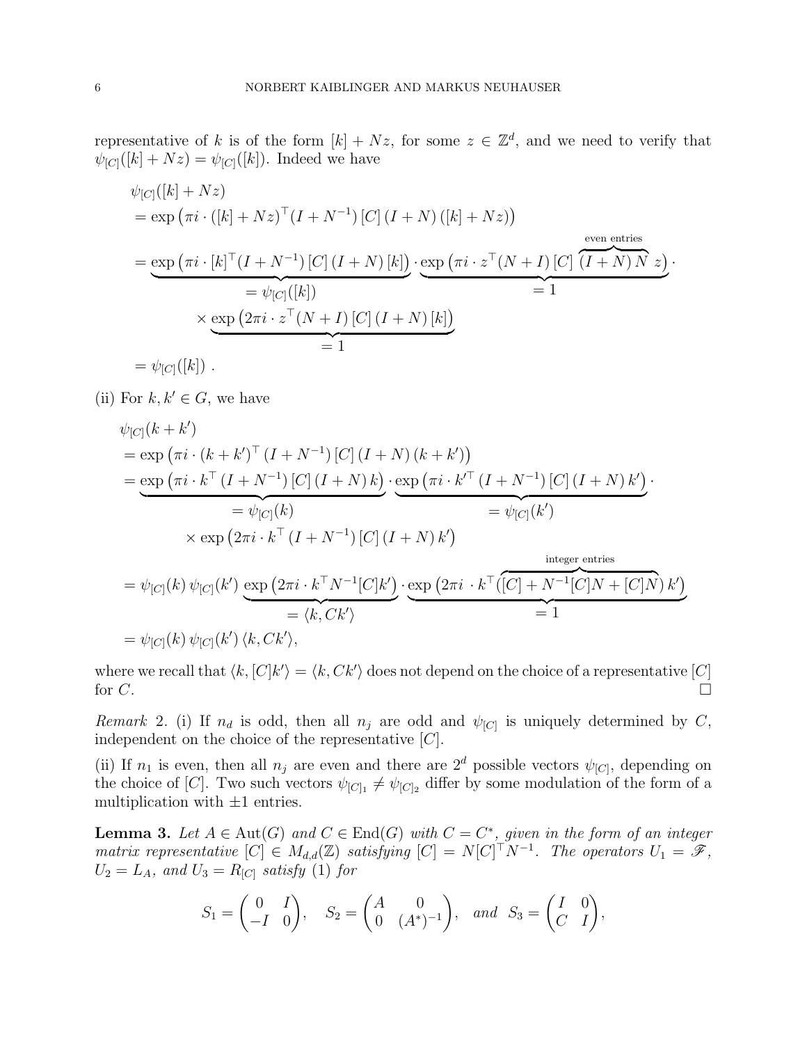representative of $k$ is of the form $[k] + Nz$, for some $z \in \mathbb{Z}^d$, and we need to verify that $\psi_{[C]}([k] + Nz) = \psi_{[C]}([k])$. Indeed we have

$$
\begin{aligned}
&\psi_{[C]}([k] + Nz) \\
&= \exp\left(\pi i \cdot ([k] + Nz)^\top (I + N^{-1})\,[C]\,(I + N)\,([k] + Nz)\right) \\
&= \underbrace{\exp\left(\pi i \cdot [k]^\top (I + N^{-1})\,[C]\,(I + N)\,[k]\right)}_{= \psi_{[C]}([k])} \cdot \underbrace{\exp\left(\pi i \cdot z^\top (N + I)\,[C]\,\overbrace{(I + N)\,N}^{\text{even entries}}\,z\right)}_{= 1} \cdot \\
&\qquad \times \underbrace{\exp\left(2\pi i \cdot z^\top (N + I)\,[C]\,(I + N)\,[k]\right)}_{= 1} \\
&= \psi_{[C]}([k])\ .
\end{aligned}
$$

(ii) For $k, k' \in G$, we have

$$
\begin{aligned}
&\psi_{[C]}(k + k') \\
&= \exp\left(\pi i \cdot (k + k')^\top (I + N^{-1})\,[C]\,(I + N)\,(k + k')\right) \\
&= \underbrace{\exp\left(\pi i \cdot k^\top (I + N^{-1})\,[C]\,(I + N)\,k\right)}_{= \psi_{[C]}(k)} \cdot \underbrace{\exp\left(\pi i \cdot k'^\top (I + N^{-1})\,[C]\,(I + N)\,k'\right)}_{= \psi_{[C]}(k')} \cdot \\
&\qquad \times \exp\left(2\pi i \cdot k^\top (I + N^{-1})\,[C]\,(I + N)\,k'\right) \\
&= \psi_{[C]}(k)\,\psi_{[C]}(k')\,\underbrace{\exp\left(2\pi i \cdot k^\top N^{-1}[C]k'\right)}_{= \langle k, Ck' \rangle} \cdot \underbrace{\exp\left(2\pi i \cdot k^\top (\overbrace{[C] + N^{-1}[C]N + [C]N}^{\text{integer entries}})\,k'\right)}_{= 1} \\
&= \psi_{[C]}(k)\,\psi_{[C]}(k')\,\langle k, Ck' \rangle,
\end{aligned}
$$

where we recall that $\langle k, [C]k' \rangle = \langle k, Ck' \rangle$ does not depend on the choice of a representative $[C]$ for $C$. $\square$

*Remark* 2. (i) If $n_d$ is odd, then all $n_j$ are odd and $\psi_{[C]}$ is uniquely determined by $C$, independent on the choice of the representative $[C]$.

(ii) If $n_1$ is even, then all $n_j$ are even and there are $2^d$ possible vectors $\psi_{[C]}$, depending on the choice of $[C]$. Two such vectors $\psi_{[C]_1} \neq \psi_{[C]_2}$ differ by some modulation of the form of a multiplication with $\pm 1$ entries.

**Lemma 3.** *Let $A \in \operatorname{Aut}(G)$ and $C \in \operatorname{End}(G)$ with $C = C^*$, given in the form of an integer matrix representative $[C] \in M_{d,d}(\mathbb{Z})$ satisfying $[C] = N[C]^\top N^{-1}$. The operators $U_1 = \mathscr{F}$, $U_2 = L_A$, and $U_3 = R_{[C]}$ satisfy* (1) *for*

$$
S_1 = \begin{pmatrix} 0 & I \\ -I & 0 \end{pmatrix}, \quad S_2 = \begin{pmatrix} A & 0 \\ 0 & (A^*)^{-1} \end{pmatrix}, \quad \text{and} \quad S_3 = \begin{pmatrix} I & 0 \\ C & I \end{pmatrix},
$$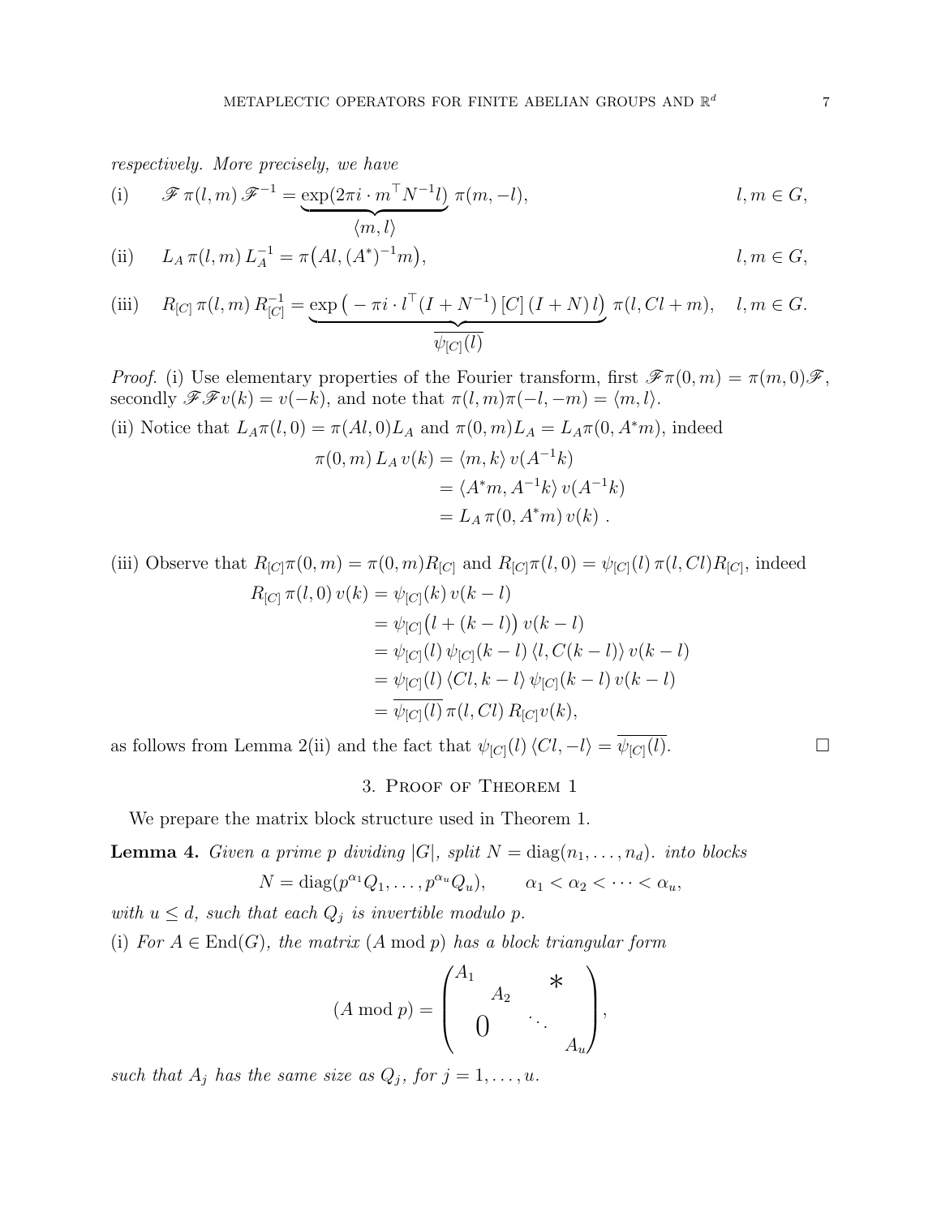*respectively. More precisely, we have*

$$\text{(i)} \qquad \mathscr{F}\,\pi(l,m)\,\mathscr{F}^{-1} = \underbrace{\exp(2\pi i \cdot m^\top N^{-1} l)}_{\langle m, l\rangle}\,\pi(m,-l), \qquad l,m \in G,$$

$$\text{(ii)} \qquad L_A\,\pi(l,m)\,L_A^{-1} = \pi\big(Al, (A^*)^{-1}m\big), \qquad l,m \in G,$$

$$\text{(iii)} \qquad R_{[C]}\,\pi(l,m)\,R_{[C]}^{-1} = \underbrace{\exp\big(-\pi i \cdot l^\top (I+N^{-1})\,[C]\,(I+N)\,l\big)}_{\overline{\psi_{[C]}(l)}}\,\pi(l, Cl+m), \quad l,m \in G.$$

*Proof.* (i) Use elementary properties of the Fourier transform, first $\mathscr{F}\pi(0,m) = \pi(m,0)\mathscr{F}$, secondly $\mathscr{F}\mathscr{F}v(k) = v(-k)$, and note that $\pi(l,m)\pi(-l,-m) = \langle m, l\rangle$.

(ii) Notice that $L_A\pi(l,0) = \pi(Al,0)L_A$ and $\pi(0,m)L_A = L_A\pi(0,A^*m)$, indeed

$$\begin{aligned}
\pi(0,m)\,L_A\,v(k) &= \langle m,k\rangle\,v(A^{-1}k) \\
&= \langle A^*m, A^{-1}k\rangle\,v(A^{-1}k) \\
&= L_A\,\pi(0,A^*m)\,v(k)\ .
\end{aligned}$$

(iii) Observe that $R_{[C]}\pi(0,m) = \pi(0,m)R_{[C]}$ and $R_{[C]}\pi(l,0) = \psi_{[C]}(l)\,\pi(l,Cl)R_{[C]}$, indeed

$$\begin{aligned}
R_{[C]}\,\pi(l,0)\,v(k) &= \psi_{[C]}(k)\,v(k-l) \\
&= \psi_{[C]}\big(l+(k-l)\big)\,v(k-l) \\
&= \psi_{[C]}(l)\,\psi_{[C]}(k-l)\,\langle l, C(k-l)\rangle\,v(k-l) \\
&= \psi_{[C]}(l)\,\langle Cl, k-l\rangle\,\psi_{[C]}(k-l)\,v(k-l) \\
&= \overline{\psi_{[C]}(l)}\,\pi(l,Cl)\,R_{[C]}v(k),
\end{aligned}$$

as follows from Lemma 2(ii) and the fact that $\psi_{[C]}(l)\,\langle Cl, -l\rangle = \overline{\psi_{[C]}(l)}$. $\square$

## 3. Proof of Theorem 1

We prepare the matrix block structure used in Theorem 1.

**Lemma 4.** *Given a prime $p$ dividing $|G|$, split $N = \operatorname{diag}(n_1,\ldots,n_d)$. into blocks*

$$N = \operatorname{diag}(p^{\alpha_1}Q_1,\ldots,p^{\alpha_u}Q_u), \qquad \alpha_1 < \alpha_2 < \cdots < \alpha_u,$$

*with $u \le d$, such that each $Q_j$ is invertible modulo $p$.*

(i) *For $A \in \operatorname{End}(G)$, the matrix $(A \bmod p)$ has a block triangular form*

$$(A \bmod p) = \begin{pmatrix} A_1 & & * \\ & A_2 & \\ 0 & & \ddots & \\ & & & A_u \end{pmatrix},$$

*such that $A_j$ has the same size as $Q_j$, for $j = 1,\ldots,u$.*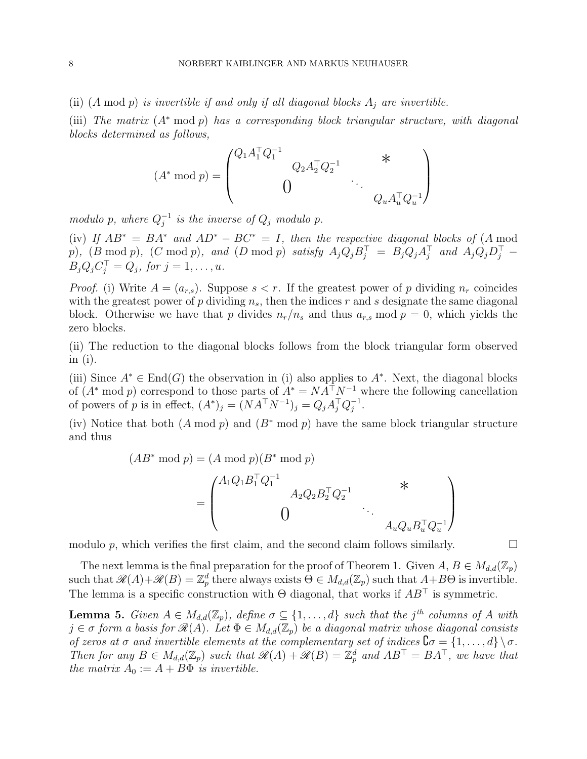(ii) $(A \bmod p)$ *is invertible if and only if all diagonal blocks $A_j$ are invertible.*

(iii) *The matrix $(A^* \bmod p)$ has a corresponding block triangular structure, with diagonal blocks determined as follows,*

$$(A^* \bmod p) = \begin{pmatrix} Q_1 A_1^\top Q_1^{-1} & & & * \\ & Q_2 A_2^\top Q_2^{-1} & & \\ & 0 & \ddots & \\ & & & Q_u A_u^\top Q_u^{-1} \end{pmatrix}$$

*modulo $p$, where $Q_j^{-1}$ is the inverse of $Q_j$ modulo $p$.*

(iv) *If $AB^* = BA^*$ and $AD^* - BC^* = I$, then the respective diagonal blocks of $(A \bmod p)$, $(B \bmod p)$, $(C \bmod p)$, and $(D \bmod p)$ satisfy $A_j Q_j B_j^\top = B_j Q_j A_j^\top$ and $A_j Q_j D_j^\top - B_j Q_j C_j^\top = Q_j$, for $j = 1, \dots, u$.*

*Proof.* (i) Write $A = (a_{r,s})$. Suppose $s < r$. If the greatest power of $p$ dividing $n_r$ coincides with the greatest power of $p$ dividing $n_s$, then the indices $r$ and $s$ designate the same diagonal block. Otherwise we have that $p$ divides $n_r/n_s$ and thus $a_{r,s} \bmod p = 0$, which yields the zero blocks.

(ii) The reduction to the diagonal blocks follows from the block triangular form observed in (i).

(iii) Since $A^* \in \mathrm{End}(G)$ the observation in (i) also applies to $A^*$. Next, the diagonal blocks of $(A^* \bmod p)$ correspond to those parts of $A^* = NA^\top N^{-1}$ where the following cancellation of powers of $p$ is in effect, $(A^*)_j = (NA^\top N^{-1})_j = Q_j A_j^\top Q_j^{-1}$.

(iv) Notice that both $(A \bmod p)$ and $(B^* \bmod p)$ have the same block triangular structure and thus

$$\begin{aligned}(AB^* \bmod p) &= (A \bmod p)(B^* \bmod p) \\ &= \begin{pmatrix} A_1 Q_1 B_1^\top Q_1^{-1} & & & * \\ & A_2 Q_2 B_2^\top Q_2^{-1} & & \\ & 0 & \ddots & \\ & & & A_u Q_u B_u^\top Q_u^{-1} \end{pmatrix}\end{aligned}$$

modulo $p$, which verifies the first claim, and the second claim follows similarly. $\square$

The next lemma is the final preparation for the proof of Theorem 1. Given $A, B \in M_{d,d}(\mathbb{Z}_p)$ such that $\mathscr{R}(A) + \mathscr{R}(B) = \mathbb{Z}_p^d$ there always exists $\Theta \in M_{d,d}(\mathbb{Z}_p)$ such that $A + B\Theta$ is invertible. The lemma is a specific construction with $\Theta$ diagonal, that works if $AB^\top$ is symmetric.

**Lemma 5.** *Given $A \in M_{d,d}(\mathbb{Z}_p)$, define $\sigma \subseteq \{1, \dots, d\}$ such that the $j^{th}$ columns of $A$ with $j \in \sigma$ form a basis for $\mathscr{R}(A)$. Let $\Phi \in M_{d,d}(\mathbb{Z}_p)$ be a diagonal matrix whose diagonal consists of zeros at $\sigma$ and invertible elements at the complementary set of indices $\complement\sigma = \{1, \dots, d\} \setminus \sigma$. Then for any $B \in M_{d,d}(\mathbb{Z}_p)$ such that $\mathscr{R}(A) + \mathscr{R}(B) = \mathbb{Z}_p^d$ and $AB^\top = BA^\top$, we have that the matrix $A_0 := A + B\Phi$ is invertible.*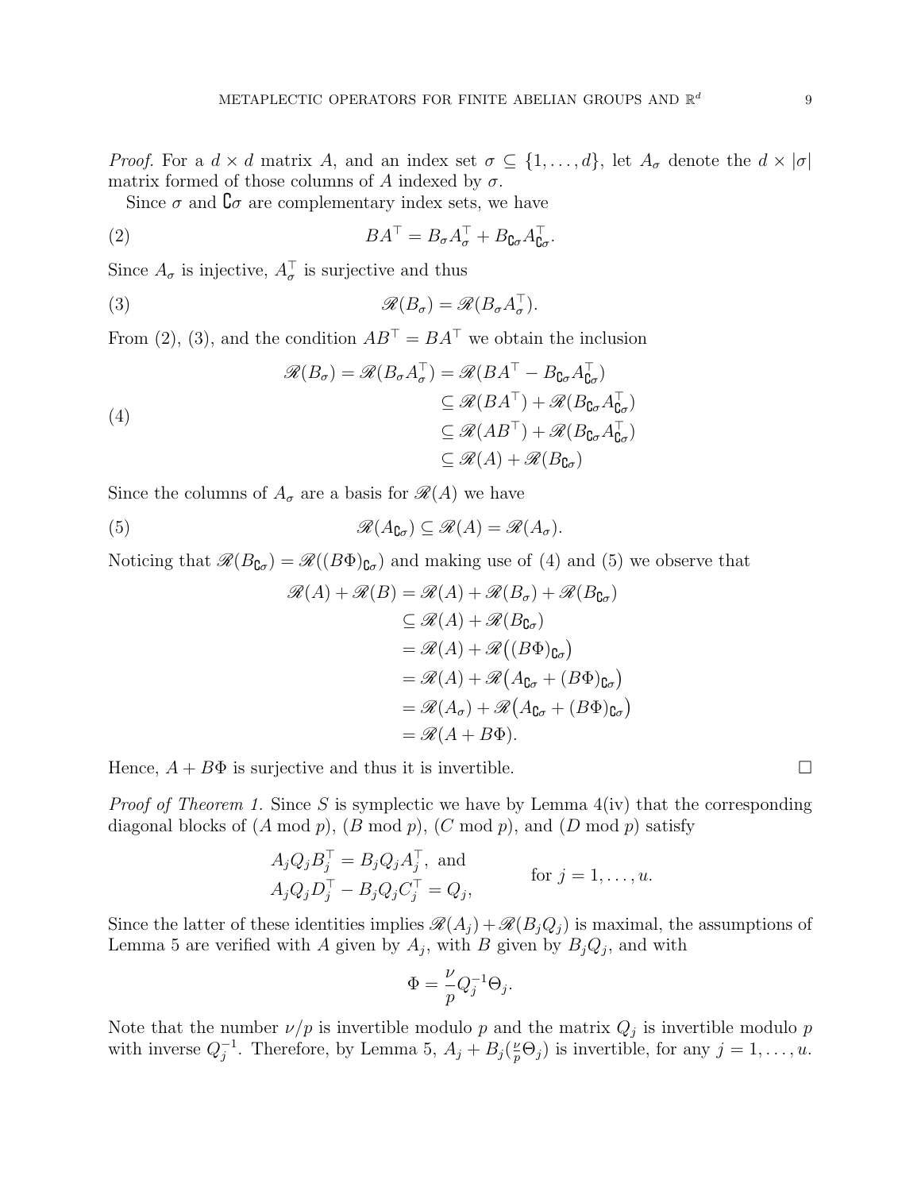*Proof.* For a $d \times d$ matrix $A$, and an index set $\sigma \subseteq \{1, \ldots, d\}$, let $A_\sigma$ denote the $d \times |\sigma|$ matrix formed of those columns of $A$ indexed by $\sigma$.

Since $\sigma$ and $\complement\sigma$ are complementary index sets, we have

$$BA^\top = B_\sigma A_\sigma^\top + B_{\complement\sigma} A_{\complement\sigma}^\top. \tag{2}$$

Since $A_\sigma$ is injective, $A_\sigma^\top$ is surjective and thus

$$\mathscr{R}(B_\sigma) = \mathscr{R}(B_\sigma A_\sigma^\top). \tag{3}$$

From (2), (3), and the condition $AB^\top = BA^\top$ we obtain the inclusion

$$\begin{aligned}
\mathscr{R}(B_\sigma) = \mathscr{R}(B_\sigma A_\sigma^\top) &= \mathscr{R}(BA^\top - B_{\complement\sigma} A_{\complement\sigma}^\top) \\
&\subseteq \mathscr{R}(BA^\top) + \mathscr{R}(B_{\complement\sigma} A_{\complement\sigma}^\top) \\
&\subseteq \mathscr{R}(AB^\top) + \mathscr{R}(B_{\complement\sigma} A_{\complement\sigma}^\top) \\
&\subseteq \mathscr{R}(A) + \mathscr{R}(B_{\complement\sigma})
\end{aligned} \tag{4}$$

Since the columns of $A_\sigma$ are a basis for $\mathscr{R}(A)$ we have

$$\mathscr{R}(A_{\complement\sigma}) \subseteq \mathscr{R}(A) = \mathscr{R}(A_\sigma). \tag{5}$$

Noticing that $\mathscr{R}(B_{\complement\sigma}) = \mathscr{R}((B\Phi)_{\complement\sigma})$ and making use of (4) and (5) we observe that

$$\begin{aligned}
\mathscr{R}(A) + \mathscr{R}(B) &= \mathscr{R}(A) + \mathscr{R}(B_\sigma) + \mathscr{R}(B_{\complement\sigma}) \\
&\subseteq \mathscr{R}(A) + \mathscr{R}(B_{\complement\sigma}) \\
&= \mathscr{R}(A) + \mathscr{R}\big((B\Phi)_{\complement\sigma}\big) \\
&= \mathscr{R}(A) + \mathscr{R}\big(A_{\complement\sigma} + (B\Phi)_{\complement\sigma}\big) \\
&= \mathscr{R}(A_\sigma) + \mathscr{R}\big(A_{\complement\sigma} + (B\Phi)_{\complement\sigma}\big) \\
&= \mathscr{R}(A + B\Phi).
\end{aligned}$$

Hence, $A + B\Phi$ is surjective and thus it is invertible. $\square$

*Proof of Theorem 1.* Since $S$ is symplectic we have by Lemma 4(iv) that the corresponding diagonal blocks of $(A \bmod p)$, $(B \bmod p)$, $(C \bmod p)$, and $(D \bmod p)$ satisfy

$$\left.\begin{aligned}
&A_j Q_j B_j^\top = B_j Q_j A_j^\top, \text{ and} \\
&A_j Q_j D_j^\top - B_j Q_j C_j^\top = Q_j,
\end{aligned}\right. \qquad \text{for } j = 1, \ldots, u.$$

Since the latter of these identities implies $\mathscr{R}(A_j) + \mathscr{R}(B_j Q_j)$ is maximal, the assumptions of Lemma 5 are verified with $A$ given by $A_j$, with $B$ given by $B_j Q_j$, and with

$$\Phi = \frac{\nu}{p} Q_j^{-1} \Theta_j.$$

Note that the number $\nu/p$ is invertible modulo $p$ and the matrix $Q_j$ is invertible modulo $p$ with inverse $Q_j^{-1}$. Therefore, by Lemma 5, $A_j + B_j(\frac{\nu}{p}\Theta_j)$ is invertible, for any $j = 1, \ldots, u$.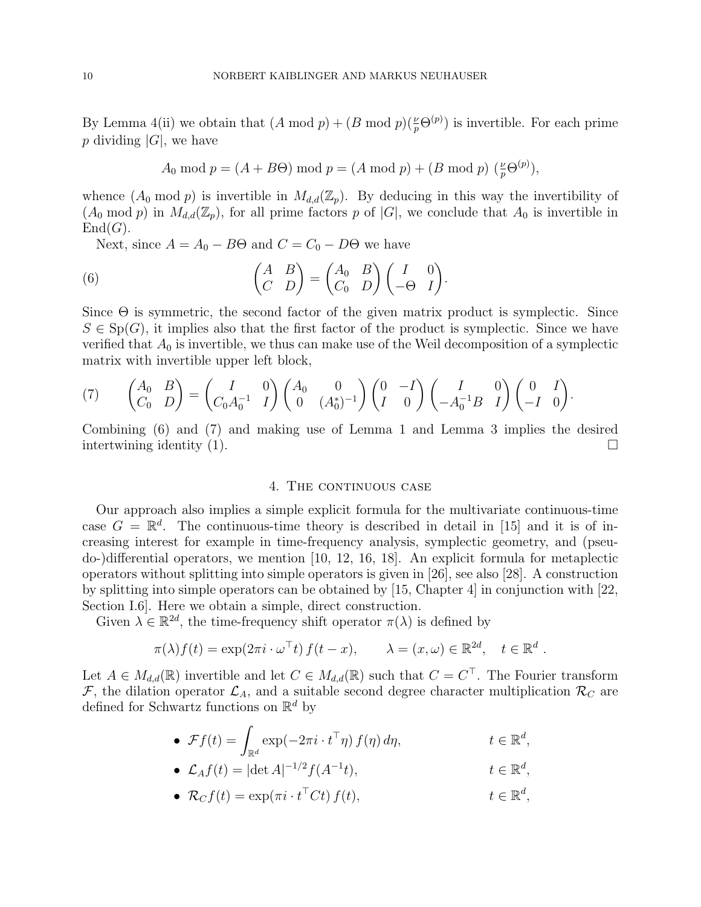By Lemma 4(ii) we obtain that $(A \bmod p) + (B \bmod p)(\frac{\nu}{p}\Theta^{(p)})$ is invertible. For each prime $p$ dividing $|G|$, we have

$$A_0 \bmod p = (A + B\Theta) \bmod p = (A \bmod p) + (B \bmod p)\ (\tfrac{\nu}{p}\Theta^{(p)}),$$

whence $(A_0 \bmod p)$ is invertible in $M_{d,d}(\mathbb{Z}_p)$. By deducing in this way the invertibility of $(A_0 \bmod p)$ in $M_{d,d}(\mathbb{Z}_p)$, for all prime factors $p$ of $|G|$, we conclude that $A_0$ is invertible in $\mathrm{End}(G)$.

Next, since $A = A_0 - B\Theta$ and $C = C_0 - D\Theta$ we have

$$\begin{pmatrix} A & B \\ C & D \end{pmatrix} = \begin{pmatrix} A_0 & B \\ C_0 & D \end{pmatrix} \begin{pmatrix} I & 0 \\ -\Theta & I \end{pmatrix}. \tag{6}$$

Since $\Theta$ is symmetric, the second factor of the given matrix product is symplectic. Since $S \in \mathrm{Sp}(G)$, it implies also that the first factor of the product is symplectic. Since we have verified that $A_0$ is invertible, we thus can make use of the Weil decomposition of a symplectic matrix with invertible upper left block,

$$\begin{pmatrix} A_0 & B \\ C_0 & D \end{pmatrix} = \begin{pmatrix} I & 0 \\ C_0A_0^{-1} & I \end{pmatrix} \begin{pmatrix} A_0 & 0 \\ 0 & (A_0^*)^{-1} \end{pmatrix} \begin{pmatrix} 0 & -I \\ I & 0 \end{pmatrix} \begin{pmatrix} I & 0 \\ -A_0^{-1}B & I \end{pmatrix} \begin{pmatrix} 0 & I \\ -I & 0 \end{pmatrix}. \tag{7}$$

Combining (6) and (7) and making use of Lemma 1 and Lemma 3 implies the desired intertwining identity (1). $\square$

## 4. The continuous case

Our approach also implies a simple explicit formula for the multivariate continuous-time case $G = \mathbb{R}^d$. The continuous-time theory is described in detail in [15] and it is of increasing interest for example in time-frequency analysis, symplectic geometry, and (pseudo-)differential operators, we mention [10, 12, 16, 18]. An explicit formula for metaplectic operators without splitting into simple operators is given in [26], see also [28]. A construction by splitting into simple operators can be obtained by [15, Chapter 4] in conjunction with [22, Section I.6]. Here we obtain a simple, direct construction.

Given $\lambda \in \mathbb{R}^{2d}$, the time-frequency shift operator $\pi(\lambda)$ is defined by

$$\pi(\lambda)f(t) = \exp(2\pi i \cdot \omega^\top t)\, f(t - x), \qquad \lambda = (x, \omega) \in \mathbb{R}^{2d}, \quad t \in \mathbb{R}^d\ .$$

Let $A \in M_{d,d}(\mathbb{R})$ invertible and let $C \in M_{d,d}(\mathbb{R})$ such that $C = C^\top$. The Fourier transform $\mathcal{F}$, the dilation operator $\mathcal{L}_A$, and a suitable second degree character multiplication $\mathcal{R}_C$ are defined for Schwartz functions on $\mathbb{R}^d$ by

- $\mathcal{F}f(t) = \displaystyle\int_{\mathbb{R}^d} \exp(-2\pi i \cdot t^\top \eta)\, f(\eta)\, d\eta, \qquad t \in \mathbb{R}^d,$
- $\mathcal{L}_A f(t) = |\det A|^{-1/2} f(A^{-1}t), \qquad t \in \mathbb{R}^d,$
- $\mathcal{R}_C f(t) = \exp(\pi i \cdot t^\top C t)\, f(t), \qquad t \in \mathbb{R}^d,$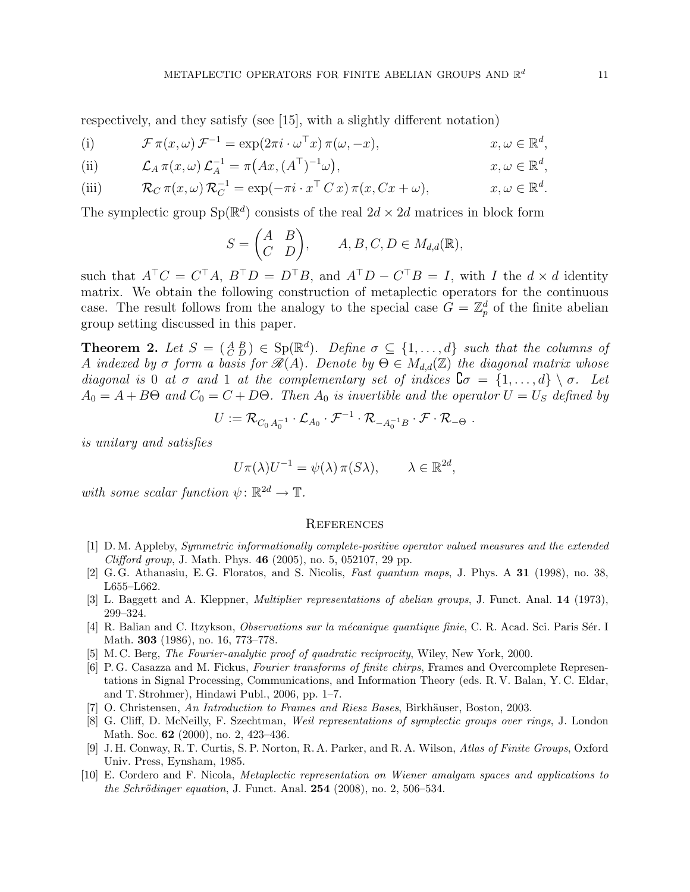respectively, and they satisfy (see [15], with a slightly different notation)

(i) $\quad \mathcal{F}\,\pi(x,\omega)\,\mathcal{F}^{-1} = \exp(2\pi i \cdot \omega^\top x)\,\pi(\omega,-x), \qquad x,\omega \in \mathbb{R}^d,$

(ii) $\quad \mathcal{L}_A\,\pi(x,\omega)\,\mathcal{L}_A^{-1} = \pi\big(Ax,(A^\top)^{-1}\omega\big), \qquad x,\omega \in \mathbb{R}^d,$

(iii) $\quad \mathcal{R}_C\,\pi(x,\omega)\,\mathcal{R}_C^{-1} = \exp(-\pi i \cdot x^\top C\,x)\,\pi(x,Cx+\omega), \qquad x,\omega \in \mathbb{R}^d.$

The symplectic group $\mathrm{Sp}(\mathbb{R}^d)$ consists of the real $2d \times 2d$ matrices in block form

$$S = \begin{pmatrix} A & B \\ C & D \end{pmatrix}, \qquad A,B,C,D \in M_{d,d}(\mathbb{R}),$$

such that $A^\top C = C^\top A$, $B^\top D = D^\top B$, and $A^\top D - C^\top B = I$, with $I$ the $d \times d$ identity matrix. We obtain the following construction of metaplectic operators for the continuous case. The result follows from the analogy to the special case $G = \mathbb{Z}_p^d$ of the finite abelian group setting discussed in this paper.

**Theorem 2.** *Let $S = \left(\begin{smallmatrix} A & B \\ C & D \end{smallmatrix}\right) \in \mathrm{Sp}(\mathbb{R}^d)$. Define $\sigma \subseteq \{1,\ldots,d\}$ such that the columns of $A$ indexed by $\sigma$ form a basis for $\mathscr{R}(A)$. Denote by $\Theta \in M_{d,d}(\mathbb{Z})$ the diagonal matrix whose diagonal is $0$ at $\sigma$ and $1$ at the complementary set of indices $\complement\sigma = \{1,\ldots,d\} \setminus \sigma$. Let $A_0 = A + B\Theta$ and $C_0 = C + D\Theta$. Then $A_0$ is invertible and the operator $U = U_S$ defined by*

$$U := \mathcal{R}_{C_0\,A_0^{-1}} \cdot \mathcal{L}_{A_0} \cdot \mathcal{F}^{-1} \cdot \mathcal{R}_{-A_0^{-1}B} \cdot \mathcal{F} \cdot \mathcal{R}_{-\Theta}\ .$$

*is unitary and satisfies*

$$U\pi(\lambda)U^{-1} = \psi(\lambda)\,\pi(S\lambda), \qquad \lambda \in \mathbb{R}^{2d},$$

*with some scalar function $\psi\colon \mathbb{R}^{2d} \to \mathbb{T}$.*

## References

[1] D. M. Appleby, *Symmetric informationally complete-positive operator valued measures and the extended Clifford group*, J. Math. Phys. **46** (2005), no. 5, 052107, 29 pp.

[2] G. G. Athanasiu, E. G. Floratos, and S. Nicolis, *Fast quantum maps*, J. Phys. A **31** (1998), no. 38, L655–L662.

[3] L. Baggett and A. Kleppner, *Multiplier representations of abelian groups*, J. Funct. Anal. **14** (1973), 299–324.

[4] R. Balian and C. Itzykson, *Observations sur la mécanique quantique finie*, C. R. Acad. Sci. Paris Sér. I Math. **303** (1986), no. 16, 773–778.

[5] M. C. Berg, *The Fourier-analytic proof of quadratic reciprocity*, Wiley, New York, 2000.

[6] P. G. Casazza and M. Fickus, *Fourier transforms of finite chirps*, Frames and Overcomplete Representations in Signal Processing, Communications, and Information Theory (eds. R. V. Balan, Y. C. Eldar, and T. Strohmer), Hindawi Publ., 2006, pp. 1–7.

[7] O. Christensen, *An Introduction to Frames and Riesz Bases*, Birkhäuser, Boston, 2003.

[8] G. Cliff, D. McNeilly, F. Szechtman, *Weil representations of symplectic groups over rings*, J. London Math. Soc. **62** (2000), no. 2, 423–436.

[9] J. H. Conway, R. T. Curtis, S. P. Norton, R. A. Parker, and R. A. Wilson, *Atlas of Finite Groups*, Oxford Univ. Press, Eynsham, 1985.

[10] E. Cordero and F. Nicola, *Metaplectic representation on Wiener amalgam spaces and applications to the Schrödinger equation*, J. Funct. Anal. **254** (2008), no. 2, 506–534.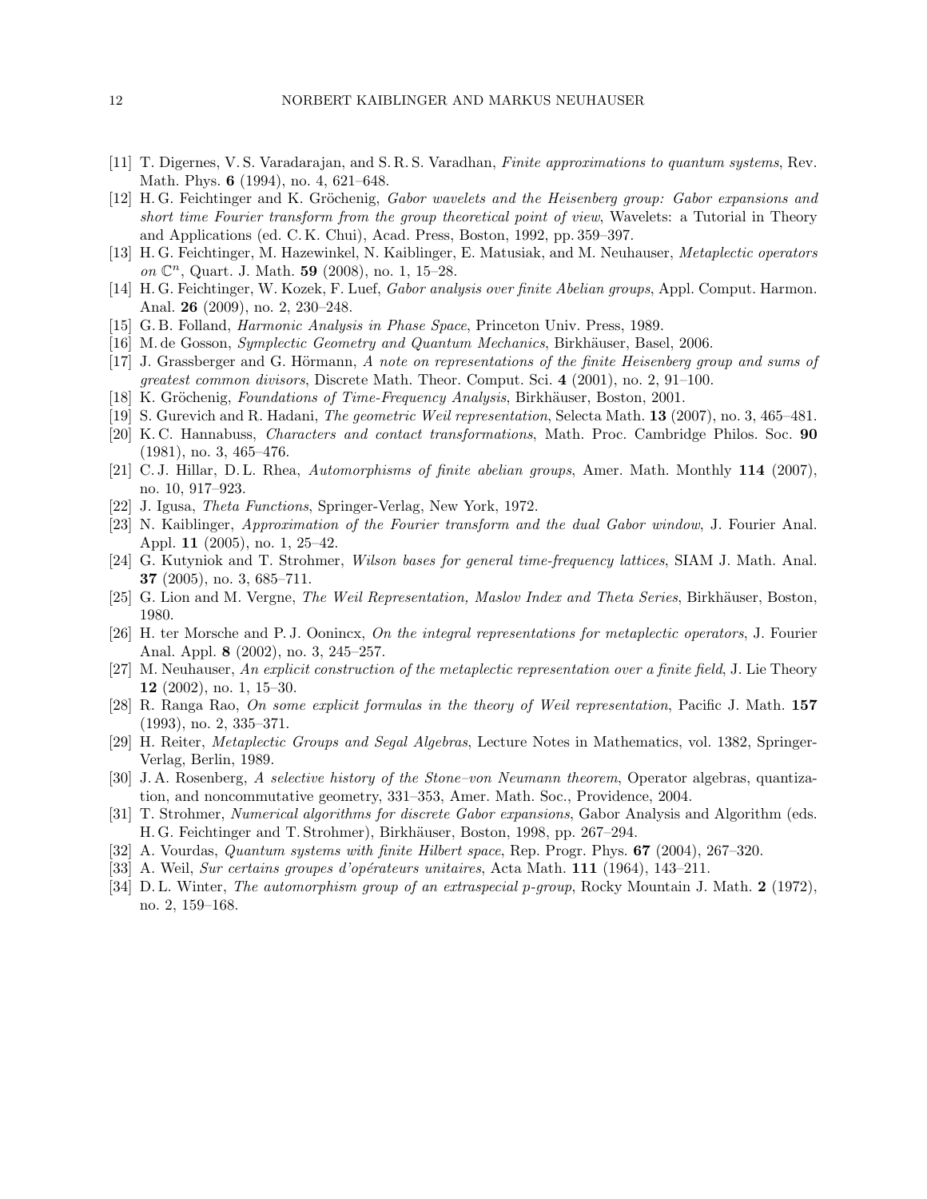[11] T. Digernes, V. S. Varadarajan, and S. R. S. Varadhan, *Finite approximations to quantum systems*, Rev. Math. Phys. **6** (1994), no. 4, 621–648.

[12] H. G. Feichtinger and K. Gröchenig, *Gabor wavelets and the Heisenberg group: Gabor expansions and short time Fourier transform from the group theoretical point of view*, Wavelets: a Tutorial in Theory and Applications (ed. C. K. Chui), Acad. Press, Boston, 1992, pp. 359–397.

[13] H. G. Feichtinger, M. Hazewinkel, N. Kaiblinger, E. Matusiak, and M. Neuhauser, *Metaplectic operators on* $\mathbb{C}^n$, Quart. J. Math. **59** (2008), no. 1, 15–28.

[14] H. G. Feichtinger, W. Kozek, F. Luef, *Gabor analysis over finite Abelian groups*, Appl. Comput. Harmon. Anal. **26** (2009), no. 2, 230–248.

[15] G. B. Folland, *Harmonic Analysis in Phase Space*, Princeton Univ. Press, 1989.

[16] M. de Gosson, *Symplectic Geometry and Quantum Mechanics*, Birkhäuser, Basel, 2006.

[17] J. Grassberger and G. Hörmann, *A note on representations of the finite Heisenberg group and sums of greatest common divisors*, Discrete Math. Theor. Comput. Sci. **4** (2001), no. 2, 91–100.

[18] K. Gröchenig, *Foundations of Time-Frequency Analysis*, Birkhäuser, Boston, 2001.

[19] S. Gurevich and R. Hadani, *The geometric Weil representation*, Selecta Math. **13** (2007), no. 3, 465–481.

[20] K. C. Hannabuss, *Characters and contact transformations*, Math. Proc. Cambridge Philos. Soc. **90** (1981), no. 3, 465–476.

[21] C. J. Hillar, D. L. Rhea, *Automorphisms of finite abelian groups*, Amer. Math. Monthly **114** (2007), no. 10, 917–923.

[22] J. Igusa, *Theta Functions*, Springer-Verlag, New York, 1972.

[23] N. Kaiblinger, *Approximation of the Fourier transform and the dual Gabor window*, J. Fourier Anal. Appl. **11** (2005), no. 1, 25–42.

[24] G. Kutyniok and T. Strohmer, *Wilson bases for general time-frequency lattices*, SIAM J. Math. Anal. **37** (2005), no. 3, 685–711.

[25] G. Lion and M. Vergne, *The Weil Representation, Maslov Index and Theta Series*, Birkhäuser, Boston, 1980.

[26] H. ter Morsche and P. J. Oonincx, *On the integral representations for metaplectic operators*, J. Fourier Anal. Appl. **8** (2002), no. 3, 245–257.

[27] M. Neuhauser, *An explicit construction of the metaplectic representation over a finite field*, J. Lie Theory **12** (2002), no. 1, 15–30.

[28] R. Ranga Rao, *On some explicit formulas in the theory of Weil representation*, Pacific J. Math. **157** (1993), no. 2, 335–371.

[29] H. Reiter, *Metaplectic Groups and Segal Algebras*, Lecture Notes in Mathematics, vol. 1382, Springer-Verlag, Berlin, 1989.

[30] J. A. Rosenberg, *A selective history of the Stone–von Neumann theorem*, Operator algebras, quantization, and noncommutative geometry, 331–353, Amer. Math. Soc., Providence, 2004.

[31] T. Strohmer, *Numerical algorithms for discrete Gabor expansions*, Gabor Analysis and Algorithm (eds. H. G. Feichtinger and T. Strohmer), Birkhäuser, Boston, 1998, pp. 267–294.

[32] A. Vourdas, *Quantum systems with finite Hilbert space*, Rep. Progr. Phys. **67** (2004), 267–320.

[33] A. Weil, *Sur certains groupes d'opérateurs unitaires*, Acta Math. **111** (1964), 143–211.

[34] D. L. Winter, *The automorphism group of an extraspecial p-group*, Rocky Mountain J. Math. **2** (1972), no. 2, 159–168.